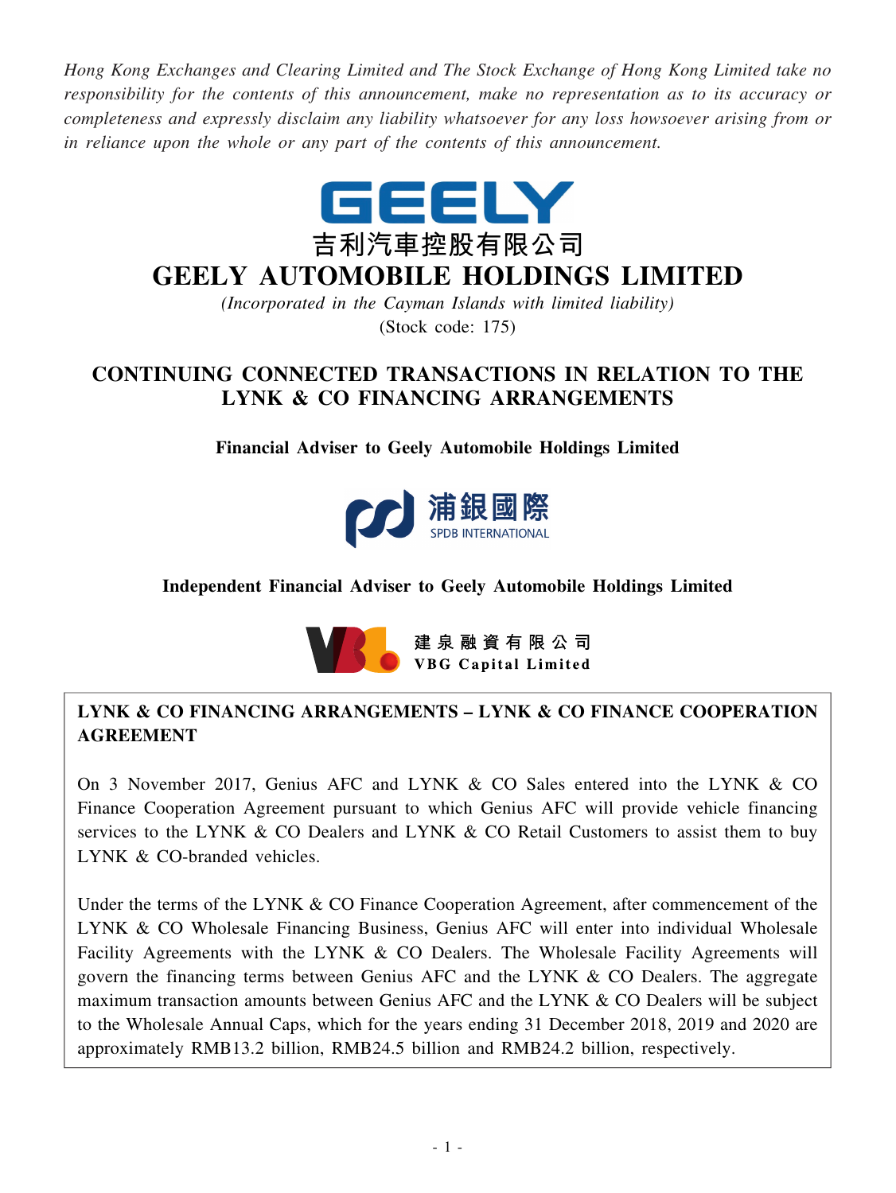*Hong Kong Exchanges and Clearing Limited and The Stock Exchange of Hong Kong Limited take no responsibility for the contents of this announcement, make no representation as to its accuracy or completeness and expressly disclaim any liability whatsoever for any loss howsoever arising from or in reliance upon the whole or any part of the contents of this announcement.*

GEELY

吉利汽車控股有限公司

# GEELY AUTOMOBILE HOLDINGS LIMITED

*(Incorporated in the Cayman Islands with limited liability)*

(Stock code: 175)

## CONTINUING CONNECTED TRANSACTIONS IN RELATION TO THE LYNK & CO FINANCING ARRANGEMENTS

**Financial Adviser to Geely Automobile Holdings Limited**

浦銀國際

SPDB INTERNATIONAL

**Independent Financial Adviser to Geely Automobile Holdings Limited**

建泉融資有限公司

VBG Capital Limited

**LYNK & CO FINANCING ARRANGEMENTS – LYNK & CO FINANCE COOPERATION AGREEMENT**

On 3 November 2017, Genius AFC and LYNK & CO Sales entered into the LYNK & CO Finance Cooperation Agreement pursuant to which Genius AFC will provide vehicle financing services to the LYNK & CO Dealers and LYNK & CO Retail Customers to assist them to buy LYNK & CO-branded vehicles.

Under the terms of the LYNK & CO Finance Cooperation Agreement, after commencement of the LYNK & CO Wholesale Financing Business, Genius AFC will enter into individual Wholesale Facility Agreements with the LYNK & CO Dealers. The Wholesale Facility Agreements will govern the financing terms between Genius AFC and the LYNK & CO Dealers. The aggregate maximum transaction amounts between Genius AFC and the LYNK & CO Dealers will be subject to the Wholesale Annual Caps, which for the years ending 31 December 2018, 2019 and 2020 are approximately RMB13.2 billion, RMB24.5 billion and RMB24.2 billion, respectively.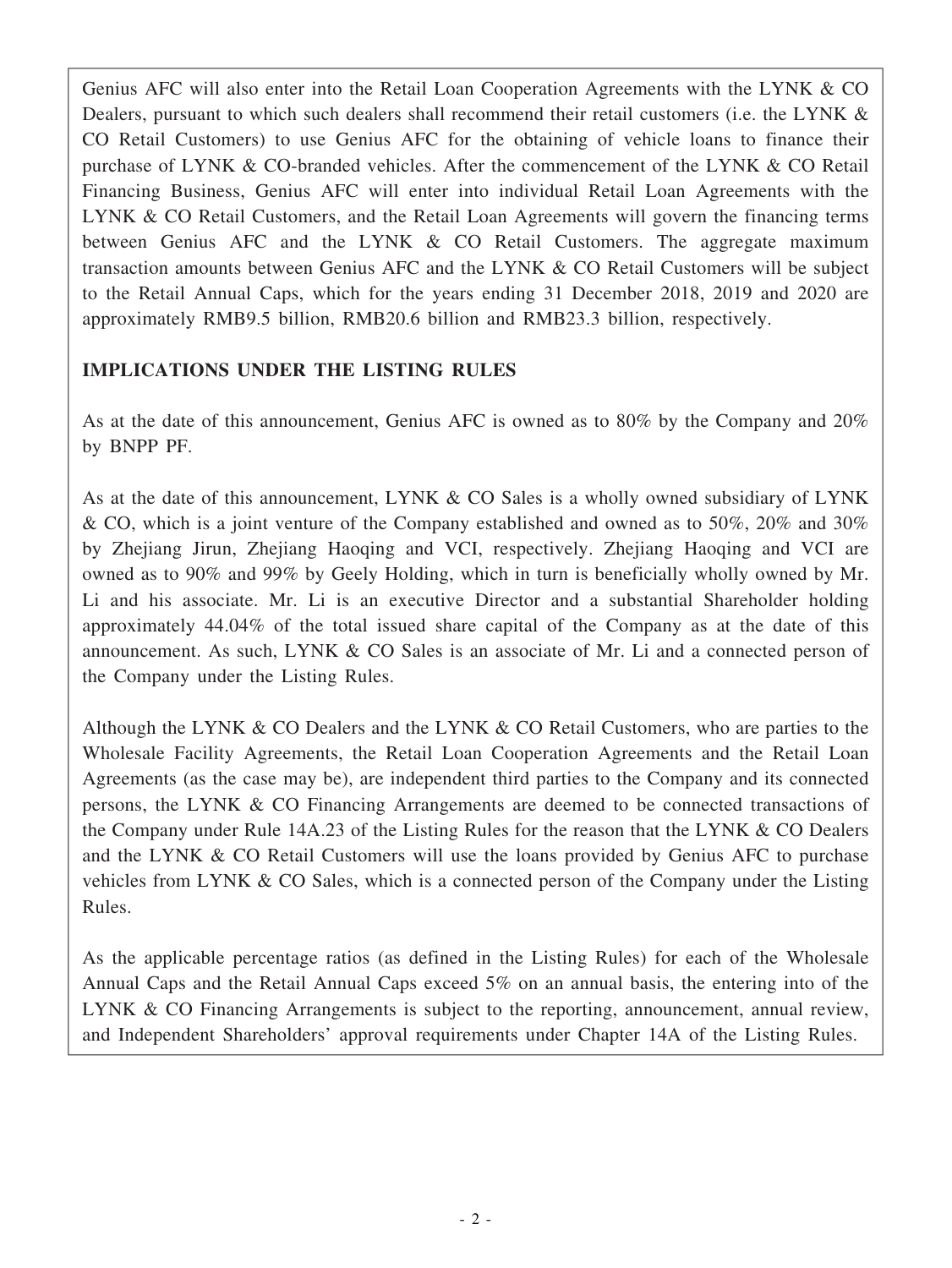Genius AFC will also enter into the Retail Loan Cooperation Agreements with the LYNK & CO Dealers, pursuant to which such dealers shall recommend their retail customers (i.e. the LYNK & CO Retail Customers) to use Genius AFC for the obtaining of vehicle loans to finance their purchase of LYNK & CO-branded vehicles. After the commencement of the LYNK & CO Retail Financing Business, Genius AFC will enter into individual Retail Loan Agreements with the LYNK & CO Retail Customers, and the Retail Loan Agreements will govern the financing terms between Genius AFC and the LYNK & CO Retail Customers. The aggregate maximum transaction amounts between Genius AFC and the LYNK & CO Retail Customers will be subject to the Retail Annual Caps, which for the years ending 31 December 2018, 2019 and 2020 are approximately RMB9.5 billion, RMB20.6 billion and RMB23.3 billion, respectively.

**IMPLICATIONS UNDER THE LISTING RULES**

As at the date of this announcement, Genius AFC is owned as to 80% by the Company and 20% by BNPP PF.

As at the date of this announcement, LYNK & CO Sales is a wholly owned subsidiary of LYNK & CO, which is a joint venture of the Company established and owned as to 50%, 20% and 30% by Zhejiang Jirun, Zhejiang Haoqing and VCI, respectively. Zhejiang Haoqing and VCI are owned as to 90% and 99% by Geely Holding, which in turn is beneficially wholly owned by Mr. Li and his associate. Mr. Li is an executive Director and a substantial Shareholder holding approximately 44.04% of the total issued share capital of the Company as at the date of this announcement. As such, LYNK & CO Sales is an associate of Mr. Li and a connected person of the Company under the Listing Rules.

Although the LYNK & CO Dealers and the LYNK & CO Retail Customers, who are parties to the Wholesale Facility Agreements, the Retail Loan Cooperation Agreements and the Retail Loan Agreements (as the case may be), are independent third parties to the Company and its connected persons, the LYNK & CO Financing Arrangements are deemed to be connected transactions of the Company under Rule 14A.23 of the Listing Rules for the reason that the LYNK & CO Dealers and the LYNK & CO Retail Customers will use the loans provided by Genius AFC to purchase vehicles from LYNK & CO Sales, which is a connected person of the Company under the Listing Rules.

As the applicable percentage ratios (as defined in the Listing Rules) for each of the Wholesale Annual Caps and the Retail Annual Caps exceed 5% on an annual basis, the entering into of the LYNK & CO Financing Arrangements is subject to the reporting, announcement, annual review, and Independent Shareholders' approval requirements under Chapter 14A of the Listing Rules.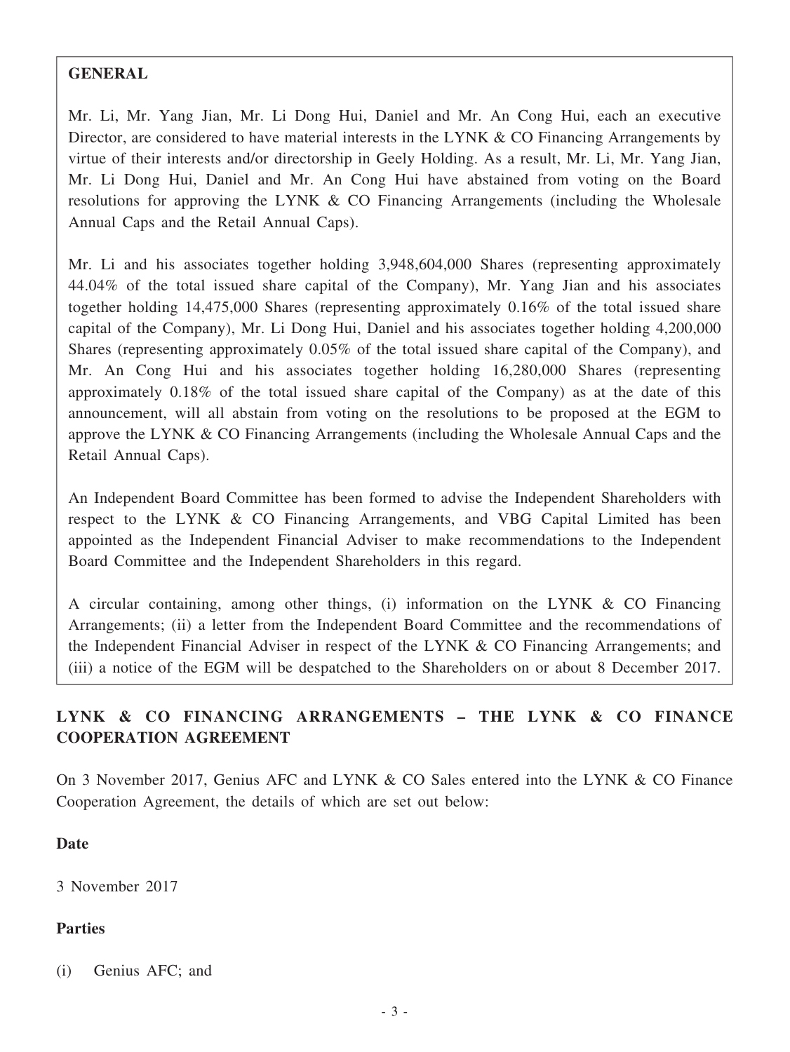**GENERAL**

Mr. Li, Mr. Yang Jian, Mr. Li Dong Hui, Daniel and Mr. An Cong Hui, each an executive Director, are considered to have material interests in the LYNK & CO Financing Arrangements by virtue of their interests and/or directorship in Geely Holding. As a result, Mr. Li, Mr. Yang Jian, Mr. Li Dong Hui, Daniel and Mr. An Cong Hui have abstained from voting on the Board resolutions for approving the LYNK & CO Financing Arrangements (including the Wholesale Annual Caps and the Retail Annual Caps).

Mr. Li and his associates together holding 3,948,604,000 Shares (representing approximately 44.04% of the total issued share capital of the Company), Mr. Yang Jian and his associates together holding 14,475,000 Shares (representing approximately 0.16% of the total issued share capital of the Company), Mr. Li Dong Hui, Daniel and his associates together holding 4,200,000 Shares (representing approximately 0.05% of the total issued share capital of the Company), and Mr. An Cong Hui and his associates together holding 16,280,000 Shares (representing approximately 0.18% of the total issued share capital of the Company) as at the date of this announcement, will all abstain from voting on the resolutions to be proposed at the EGM to approve the LYNK & CO Financing Arrangements (including the Wholesale Annual Caps and the Retail Annual Caps).

An Independent Board Committee has been formed to advise the Independent Shareholders with respect to the LYNK & CO Financing Arrangements, and VBG Capital Limited has been appointed as the Independent Financial Adviser to make recommendations to the Independent Board Committee and the Independent Shareholders in this regard.

A circular containing, among other things, (i) information on the LYNK & CO Financing Arrangements; (ii) a letter from the Independent Board Committee and the recommendations of the Independent Financial Adviser in respect of the LYNK & CO Financing Arrangements; and (iii) a notice of the EGM will be despatched to the Shareholders on or about 8 December 2017.

## LYNK & CO FINANCING ARRANGEMENTS – THE LYNK & CO FINANCE COOPERATION AGREEMENT

On 3 November 2017, Genius AFC and LYNK & CO Sales entered into the LYNK & CO Finance Cooperation Agreement, the details of which are set out below:

**Date**

3 November 2017

**Parties**

(i) Genius AFC; and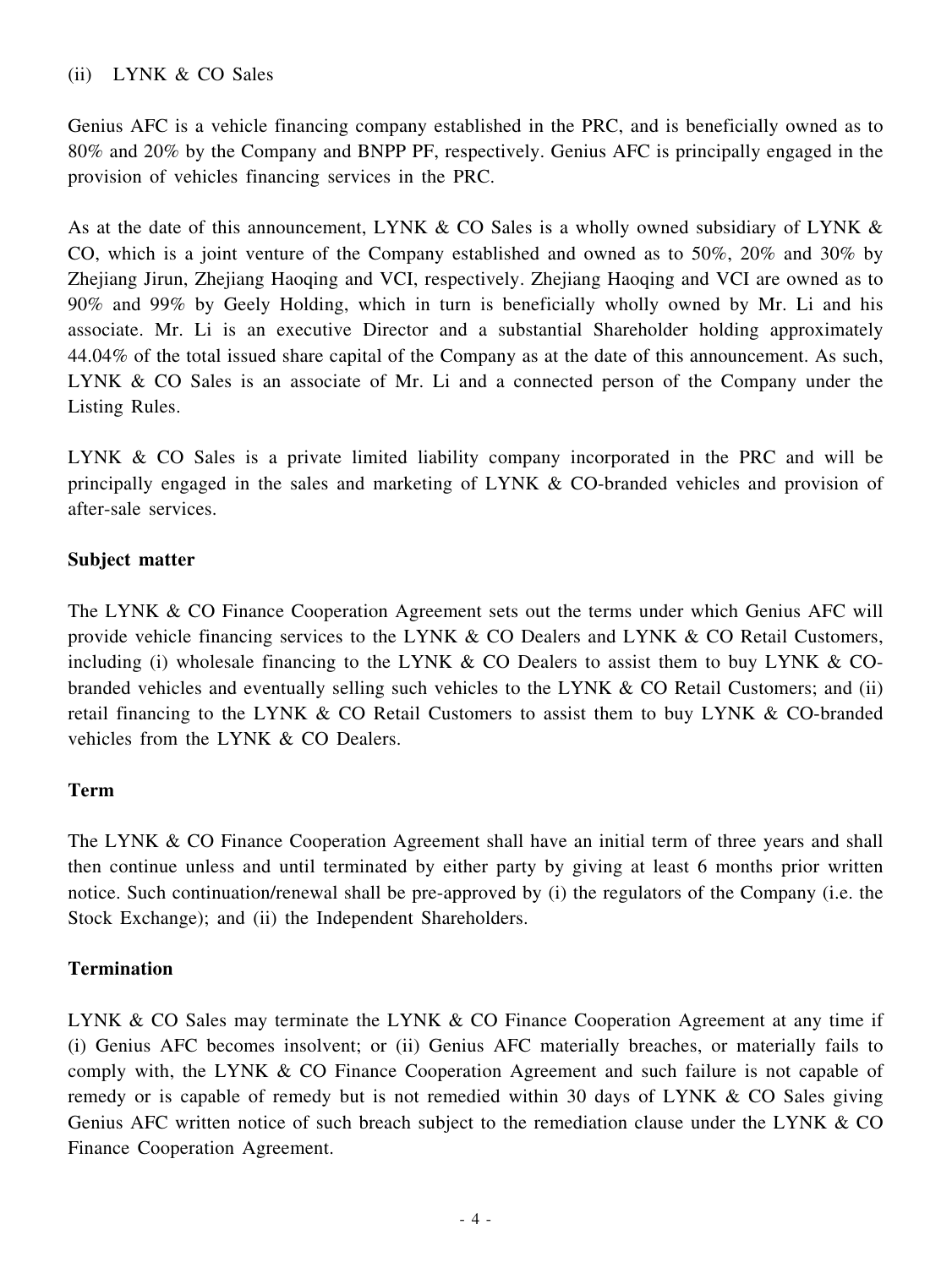(ii) LYNK & CO Sales

Genius AFC is a vehicle financing company established in the PRC, and is beneficially owned as to 80% and 20% by the Company and BNPP PF, respectively. Genius AFC is principally engaged in the provision of vehicles financing services in the PRC.

As at the date of this announcement, LYNK & CO Sales is a wholly owned subsidiary of LYNK & CO, which is a joint venture of the Company established and owned as to 50%, 20% and 30% by Zhejiang Jirun, Zhejiang Haoqing and VCI, respectively. Zhejiang Haoqing and VCI are owned as to 90% and 99% by Geely Holding, which in turn is beneficially wholly owned by Mr. Li and his associate. Mr. Li is an executive Director and a substantial Shareholder holding approximately 44.04% of the total issued share capital of the Company as at the date of this announcement. As such, LYNK & CO Sales is an associate of Mr. Li and a connected person of the Company under the Listing Rules.

LYNK & CO Sales is a private limited liability company incorporated in the PRC and will be principally engaged in the sales and marketing of LYNK & CO-branded vehicles and provision of after-sale services.

**Subject matter**

The LYNK & CO Finance Cooperation Agreement sets out the terms under which Genius AFC will provide vehicle financing services to the LYNK & CO Dealers and LYNK & CO Retail Customers, including (i) wholesale financing to the LYNK & CO Dealers to assist them to buy LYNK & CO-branded vehicles and eventually selling such vehicles to the LYNK & CO Retail Customers; and (ii) retail financing to the LYNK & CO Retail Customers to assist them to buy LYNK & CO-branded vehicles from the LYNK & CO Dealers.

**Term**

The LYNK & CO Finance Cooperation Agreement shall have an initial term of three years and shall then continue unless and until terminated by either party by giving at least 6 months prior written notice. Such continuation/renewal shall be pre-approved by (i) the regulators of the Company (i.e. the Stock Exchange); and (ii) the Independent Shareholders.

**Termination**

LYNK & CO Sales may terminate the LYNK & CO Finance Cooperation Agreement at any time if (i) Genius AFC becomes insolvent; or (ii) Genius AFC materially breaches, or materially fails to comply with, the LYNK & CO Finance Cooperation Agreement and such failure is not capable of remedy or is capable of remedy but is not remedied within 30 days of LYNK & CO Sales giving Genius AFC written notice of such breach subject to the remediation clause under the LYNK & CO Finance Cooperation Agreement.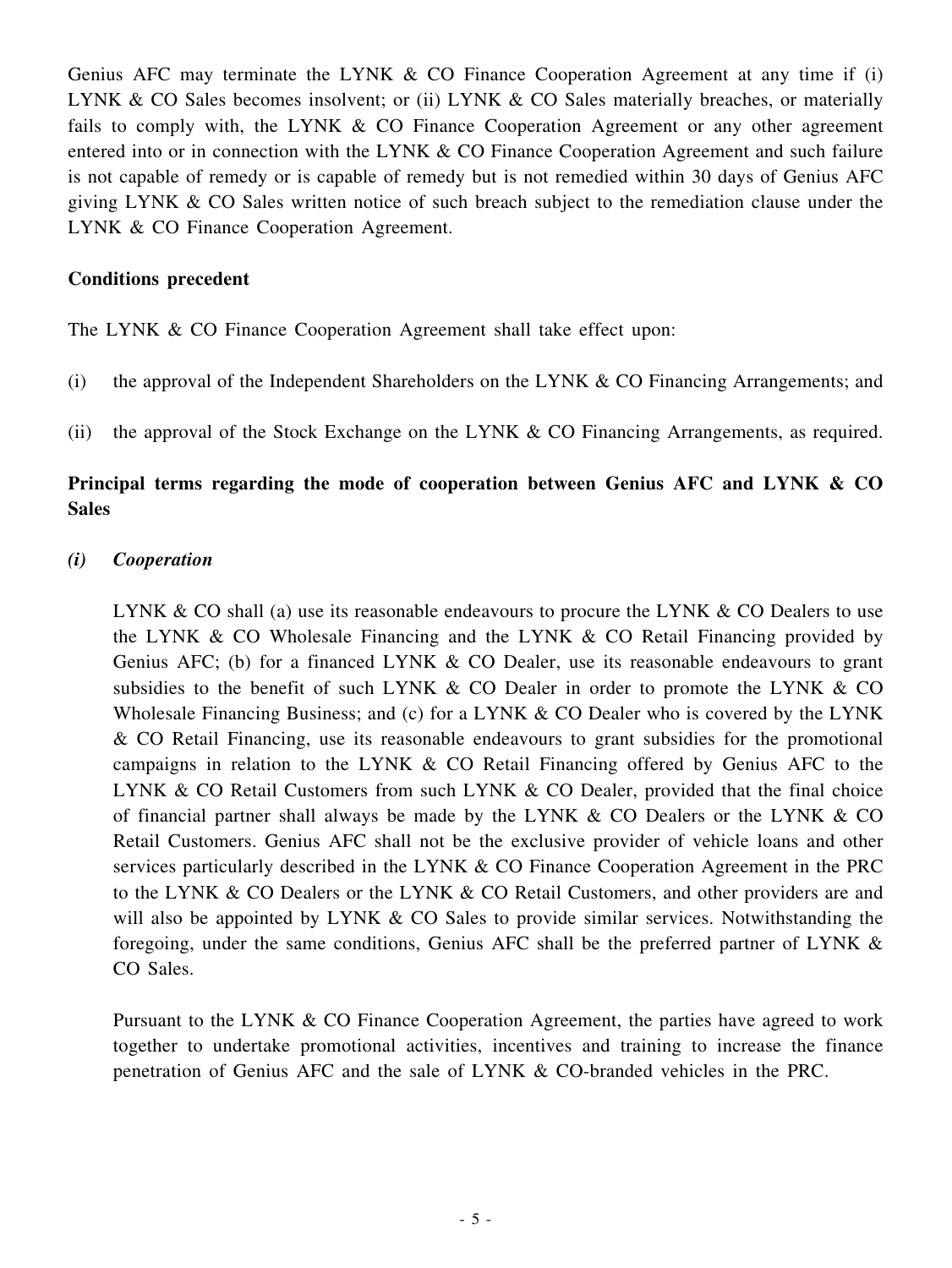Genius AFC may terminate the LYNK & CO Finance Cooperation Agreement at any time if (i) LYNK & CO Sales becomes insolvent; or (ii) LYNK & CO Sales materially breaches, or materially fails to comply with, the LYNK & CO Finance Cooperation Agreement or any other agreement entered into or in connection with the LYNK & CO Finance Cooperation Agreement and such failure is not capable of remedy or is capable of remedy but is not remedied within 30 days of Genius AFC giving LYNK & CO Sales written notice of such breach subject to the remediation clause under the LYNK & CO Finance Cooperation Agreement.

**Conditions precedent**

The LYNK & CO Finance Cooperation Agreement shall take effect upon:

(i) the approval of the Independent Shareholders on the LYNK & CO Financing Arrangements; and

(ii) the approval of the Stock Exchange on the LYNK & CO Financing Arrangements, as required.

**Principal terms regarding the mode of cooperation between Genius AFC and LYNK & CO Sales**

***(i) Cooperation***

LYNK & CO shall (a) use its reasonable endeavours to procure the LYNK & CO Dealers to use the LYNK & CO Wholesale Financing and the LYNK & CO Retail Financing provided by Genius AFC; (b) for a financed LYNK & CO Dealer, use its reasonable endeavours to grant subsidies to the benefit of such LYNK & CO Dealer in order to promote the LYNK & CO Wholesale Financing Business; and (c) for a LYNK & CO Dealer who is covered by the LYNK & CO Retail Financing, use its reasonable endeavours to grant subsidies for the promotional campaigns in relation to the LYNK & CO Retail Financing offered by Genius AFC to the LYNK & CO Retail Customers from such LYNK & CO Dealer, provided that the final choice of financial partner shall always be made by the LYNK & CO Dealers or the LYNK & CO Retail Customers. Genius AFC shall not be the exclusive provider of vehicle loans and other services particularly described in the LYNK & CO Finance Cooperation Agreement in the PRC to the LYNK & CO Dealers or the LYNK & CO Retail Customers, and other providers are and will also be appointed by LYNK & CO Sales to provide similar services. Notwithstanding the foregoing, under the same conditions, Genius AFC shall be the preferred partner of LYNK & CO Sales.

Pursuant to the LYNK & CO Finance Cooperation Agreement, the parties have agreed to work together to undertake promotional activities, incentives and training to increase the finance penetration of Genius AFC and the sale of LYNK & CO-branded vehicles in the PRC.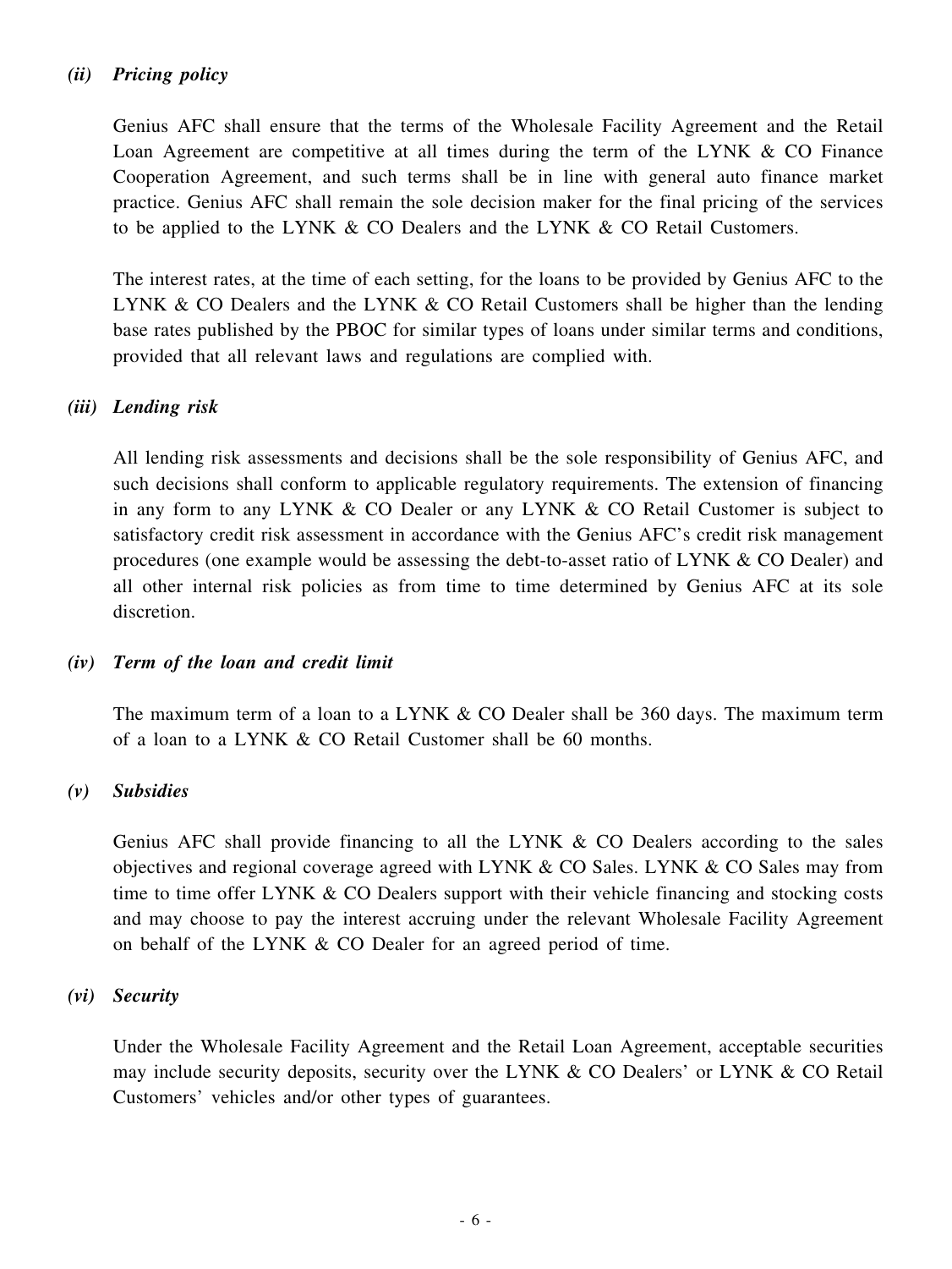*(ii) Pricing policy*

Genius AFC shall ensure that the terms of the Wholesale Facility Agreement and the Retail Loan Agreement are competitive at all times during the term of the LYNK & CO Finance Cooperation Agreement, and such terms shall be in line with general auto finance market practice. Genius AFC shall remain the sole decision maker for the final pricing of the services to be applied to the LYNK & CO Dealers and the LYNK & CO Retail Customers.

The interest rates, at the time of each setting, for the loans to be provided by Genius AFC to the LYNK & CO Dealers and the LYNK & CO Retail Customers shall be higher than the lending base rates published by the PBOC for similar types of loans under similar terms and conditions, provided that all relevant laws and regulations are complied with.

*(iii) Lending risk*

All lending risk assessments and decisions shall be the sole responsibility of Genius AFC, and such decisions shall conform to applicable regulatory requirements. The extension of financing in any form to any LYNK & CO Dealer or any LYNK & CO Retail Customer is subject to satisfactory credit risk assessment in accordance with the Genius AFC's credit risk management procedures (one example would be assessing the debt-to-asset ratio of LYNK & CO Dealer) and all other internal risk policies as from time to time determined by Genius AFC at its sole discretion.

*(iv) Term of the loan and credit limit*

The maximum term of a loan to a LYNK & CO Dealer shall be 360 days. The maximum term of a loan to a LYNK & CO Retail Customer shall be 60 months.

*(v) Subsidies*

Genius AFC shall provide financing to all the LYNK & CO Dealers according to the sales objectives and regional coverage agreed with LYNK & CO Sales. LYNK & CO Sales may from time to time offer LYNK & CO Dealers support with their vehicle financing and stocking costs and may choose to pay the interest accruing under the relevant Wholesale Facility Agreement on behalf of the LYNK & CO Dealer for an agreed period of time.

*(vi) Security*

Under the Wholesale Facility Agreement and the Retail Loan Agreement, acceptable securities may include security deposits, security over the LYNK & CO Dealers' or LYNK & CO Retail Customers' vehicles and/or other types of guarantees.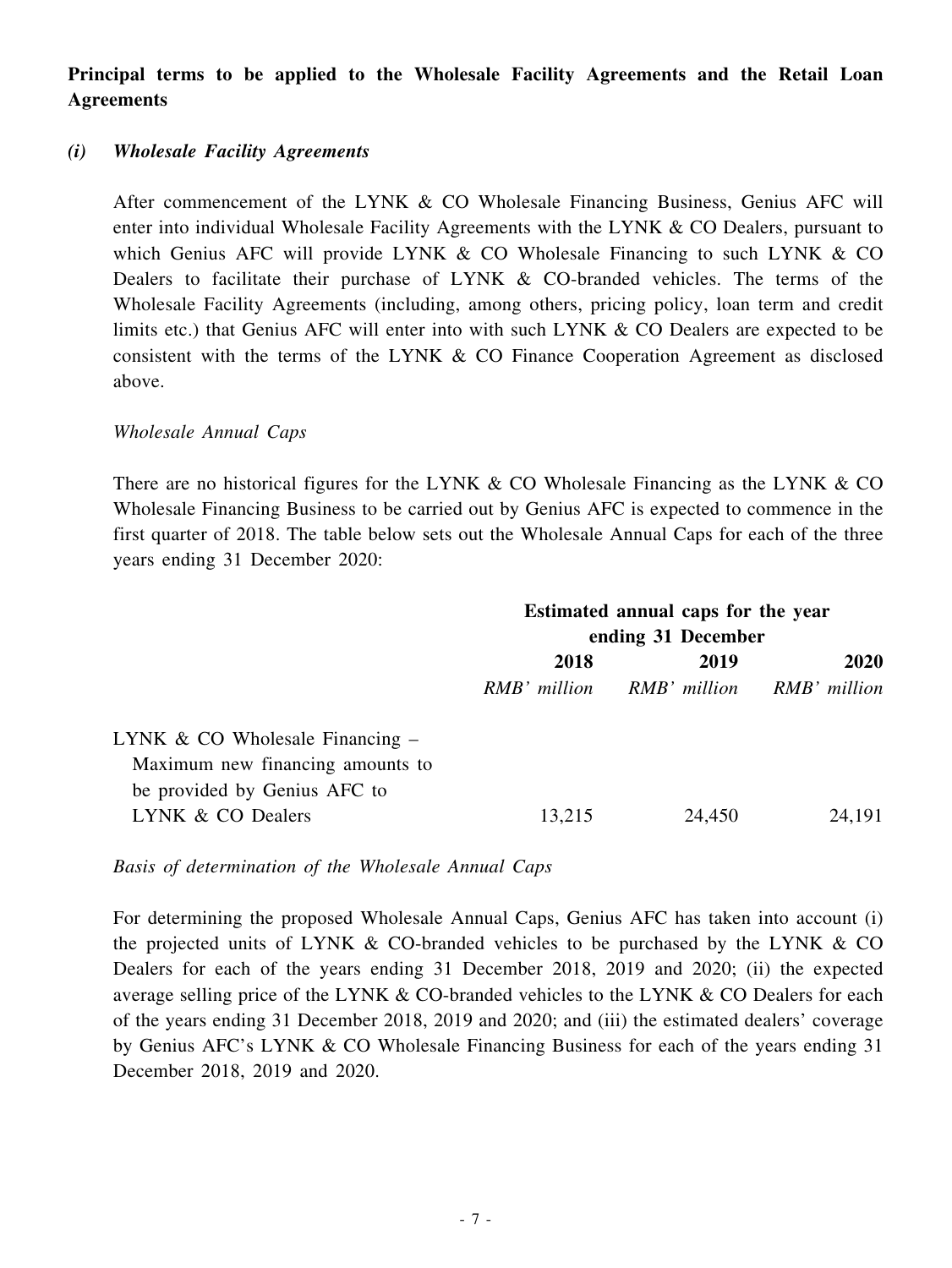**Principal terms to be applied to the Wholesale Facility Agreements and the Retail Loan Agreements**

***(i) Wholesale Facility Agreements***

After commencement of the LYNK & CO Wholesale Financing Business, Genius AFC will enter into individual Wholesale Facility Agreements with the LYNK & CO Dealers, pursuant to which Genius AFC will provide LYNK & CO Wholesale Financing to such LYNK & CO Dealers to facilitate their purchase of LYNK & CO-branded vehicles. The terms of the Wholesale Facility Agreements (including, among others, pricing policy, loan term and credit limits etc.) that Genius AFC will enter into with such LYNK & CO Dealers are expected to be consistent with the terms of the LYNK & CO Finance Cooperation Agreement as disclosed above.

*Wholesale Annual Caps*

There are no historical figures for the LYNK & CO Wholesale Financing as the LYNK & CO Wholesale Financing Business to be carried out by Genius AFC is expected to commence in the first quarter of 2018. The table below sets out the Wholesale Annual Caps for each of the three years ending 31 December 2020:

| | **Estimated annual caps for the year ending 31 December** | | |
|---|---|---|---|
| | **2018** | **2019** | **2020** |
| | *RMB' million* | *RMB' million* | *RMB' million* |
| LYNK & CO Wholesale Financing – Maximum new financing amounts to be provided by Genius AFC to LYNK & CO Dealers | 13,215 | 24,450 | 24,191 |

*Basis of determination of the Wholesale Annual Caps*

For determining the proposed Wholesale Annual Caps, Genius AFC has taken into account (i) the projected units of LYNK & CO-branded vehicles to be purchased by the LYNK & CO Dealers for each of the years ending 31 December 2018, 2019 and 2020; (ii) the expected average selling price of the LYNK & CO-branded vehicles to the LYNK & CO Dealers for each of the years ending 31 December 2018, 2019 and 2020; and (iii) the estimated dealers' coverage by Genius AFC's LYNK & CO Wholesale Financing Business for each of the years ending 31 December 2018, 2019 and 2020.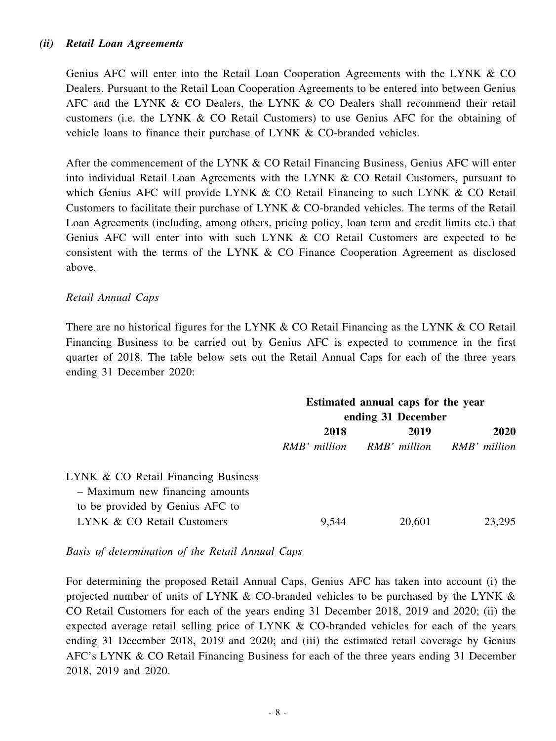### *(ii) Retail Loan Agreements*

Genius AFC will enter into the Retail Loan Cooperation Agreements with the LYNK & CO Dealers. Pursuant to the Retail Loan Cooperation Agreements to be entered into between Genius AFC and the LYNK & CO Dealers, the LYNK & CO Dealers shall recommend their retail customers (i.e. the LYNK & CO Retail Customers) to use Genius AFC for the obtaining of vehicle loans to finance their purchase of LYNK & CO-branded vehicles.

After the commencement of the LYNK & CO Retail Financing Business, Genius AFC will enter into individual Retail Loan Agreements with the LYNK & CO Retail Customers, pursuant to which Genius AFC will provide LYNK & CO Retail Financing to such LYNK & CO Retail Customers to facilitate their purchase of LYNK & CO-branded vehicles. The terms of the Retail Loan Agreements (including, among others, pricing policy, loan term and credit limits etc.) that Genius AFC will enter into with such LYNK & CO Retail Customers are expected to be consistent with the terms of the LYNK & CO Finance Cooperation Agreement as disclosed above.

*Retail Annual Caps*

There are no historical figures for the LYNK & CO Retail Financing as the LYNK & CO Retail Financing Business to be carried out by Genius AFC is expected to commence in the first quarter of 2018. The table below sets out the Retail Annual Caps for each of the three years ending 31 December 2020:

| | Estimated annual caps for the year ending 31 December | | |
|---|---|---|---|
| | **2018** | **2019** | **2020** |
| | *RMB' million* | *RMB' million* | *RMB' million* |
| LYNK & CO Retail Financing Business – Maximum new financing amounts to be provided by Genius AFC to LYNK & CO Retail Customers | 9,544 | 20,601 | 23,295 |

*Basis of determination of the Retail Annual Caps*

For determining the proposed Retail Annual Caps, Genius AFC has taken into account (i) the projected number of units of LYNK & CO-branded vehicles to be purchased by the LYNK & CO Retail Customers for each of the years ending 31 December 2018, 2019 and 2020; (ii) the expected average retail selling price of LYNK & CO-branded vehicles for each of the years ending 31 December 2018, 2019 and 2020; and (iii) the estimated retail coverage by Genius AFC's LYNK & CO Retail Financing Business for each of the three years ending 31 December 2018, 2019 and 2020.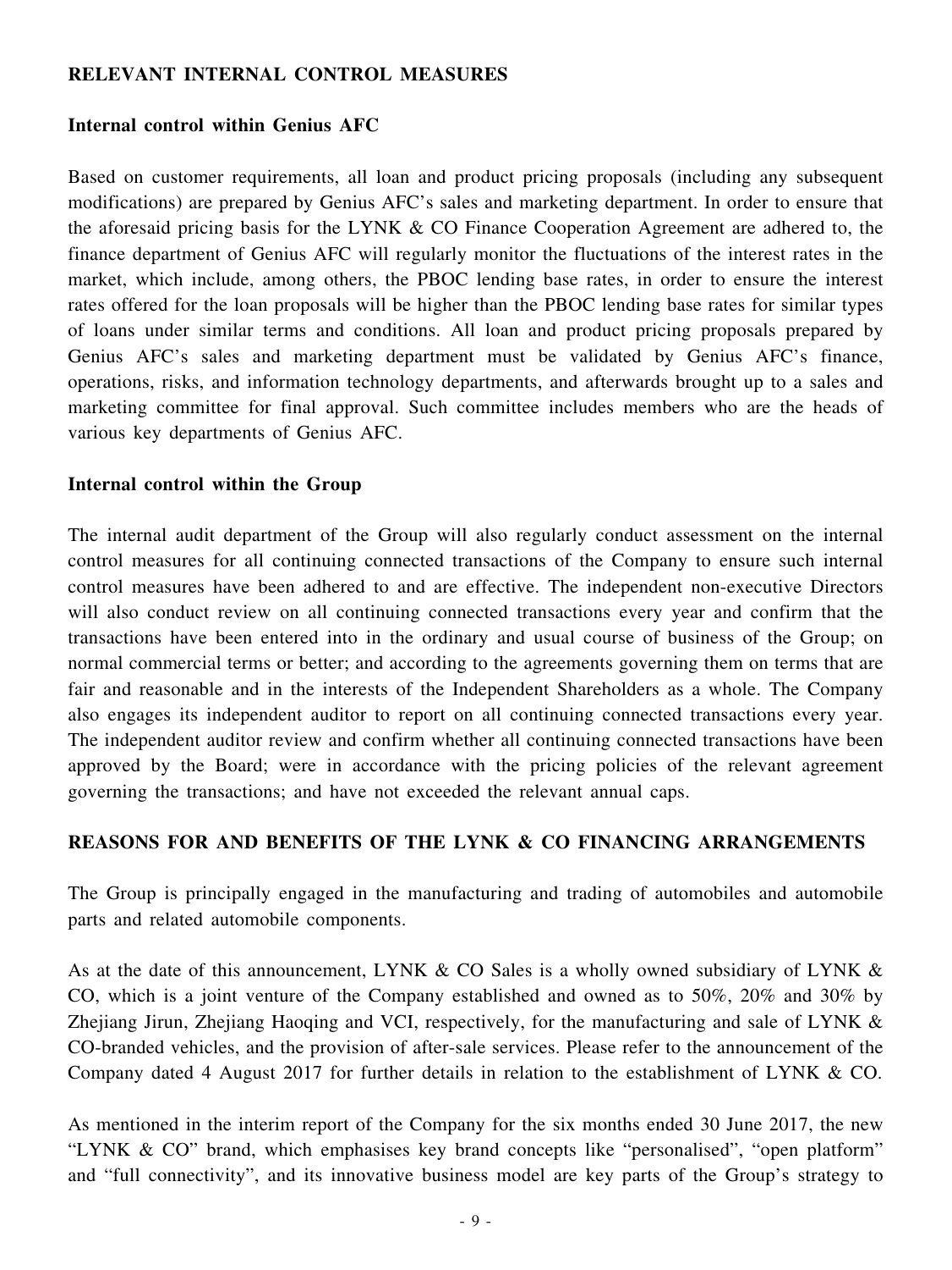## RELEVANT INTERNAL CONTROL MEASURES

### Internal control within Genius AFC

Based on customer requirements, all loan and product pricing proposals (including any subsequent modifications) are prepared by Genius AFC's sales and marketing department. In order to ensure that the aforesaid pricing basis for the LYNK & CO Finance Cooperation Agreement are adhered to, the finance department of Genius AFC will regularly monitor the fluctuations of the interest rates in the market, which include, among others, the PBOC lending base rates, in order to ensure the interest rates offered for the loan proposals will be higher than the PBOC lending base rates for similar types of loans under similar terms and conditions. All loan and product pricing proposals prepared by Genius AFC's sales and marketing department must be validated by Genius AFC's finance, operations, risks, and information technology departments, and afterwards brought up to a sales and marketing committee for final approval. Such committee includes members who are the heads of various key departments of Genius AFC.

### Internal control within the Group

The internal audit department of the Group will also regularly conduct assessment on the internal control measures for all continuing connected transactions of the Company to ensure such internal control measures have been adhered to and are effective. The independent non-executive Directors will also conduct review on all continuing connected transactions every year and confirm that the transactions have been entered into in the ordinary and usual course of business of the Group; on normal commercial terms or better; and according to the agreements governing them on terms that are fair and reasonable and in the interests of the Independent Shareholders as a whole. The Company also engages its independent auditor to report on all continuing connected transactions every year. The independent auditor review and confirm whether all continuing connected transactions have been approved by the Board; were in accordance with the pricing policies of the relevant agreement governing the transactions; and have not exceeded the relevant annual caps.

## REASONS FOR AND BENEFITS OF THE LYNK & CO FINANCING ARRANGEMENTS

The Group is principally engaged in the manufacturing and trading of automobiles and automobile parts and related automobile components.

As at the date of this announcement, LYNK & CO Sales is a wholly owned subsidiary of LYNK & CO, which is a joint venture of the Company established and owned as to 50%, 20% and 30% by Zhejiang Jirun, Zhejiang Haoqing and VCI, respectively, for the manufacturing and sale of LYNK & CO-branded vehicles, and the provision of after-sale services. Please refer to the announcement of the Company dated 4 August 2017 for further details in relation to the establishment of LYNK & CO.

As mentioned in the interim report of the Company for the six months ended 30 June 2017, the new "LYNK & CO" brand, which emphasises key brand concepts like "personalised", "open platform" and "full connectivity", and its innovative business model are key parts of the Group's strategy to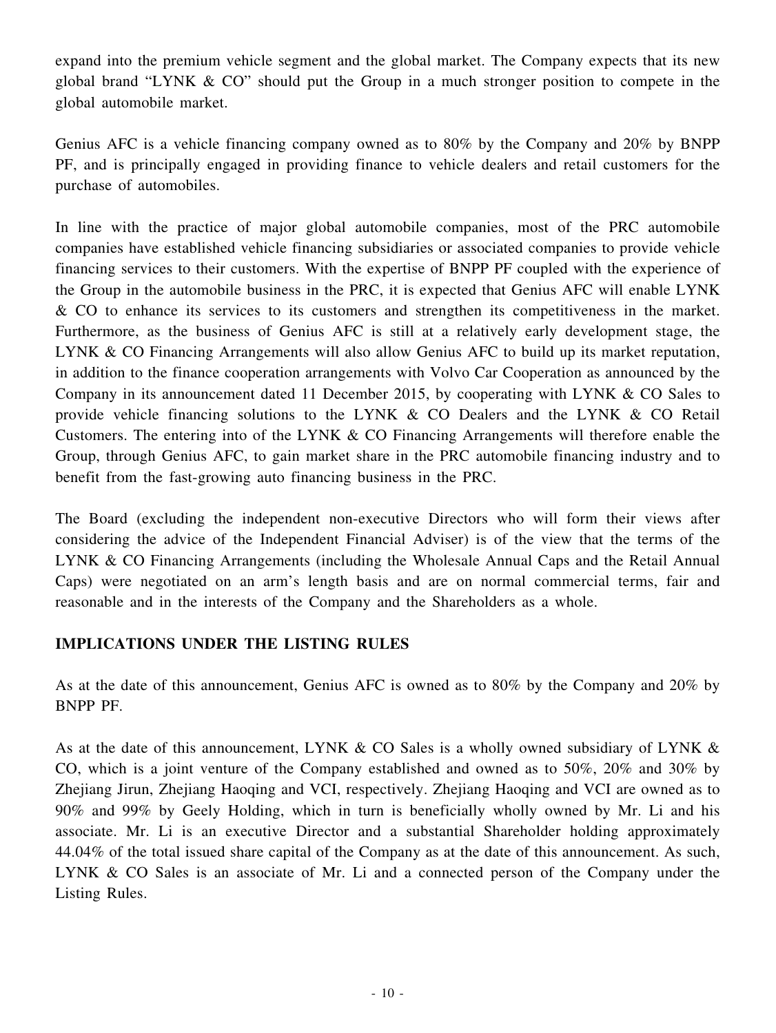expand into the premium vehicle segment and the global market. The Company expects that its new global brand "LYNK & CO" should put the Group in a much stronger position to compete in the global automobile market.

Genius AFC is a vehicle financing company owned as to 80% by the Company and 20% by BNPP PF, and is principally engaged in providing finance to vehicle dealers and retail customers for the purchase of automobiles.

In line with the practice of major global automobile companies, most of the PRC automobile companies have established vehicle financing subsidiaries or associated companies to provide vehicle financing services to their customers. With the expertise of BNPP PF coupled with the experience of the Group in the automobile business in the PRC, it is expected that Genius AFC will enable LYNK & CO to enhance its services to its customers and strengthen its competitiveness in the market. Furthermore, as the business of Genius AFC is still at a relatively early development stage, the LYNK & CO Financing Arrangements will also allow Genius AFC to build up its market reputation, in addition to the finance cooperation arrangements with Volvo Car Cooperation as announced by the Company in its announcement dated 11 December 2015, by cooperating with LYNK & CO Sales to provide vehicle financing solutions to the LYNK & CO Dealers and the LYNK & CO Retail Customers. The entering into of the LYNK & CO Financing Arrangements will therefore enable the Group, through Genius AFC, to gain market share in the PRC automobile financing industry and to benefit from the fast-growing auto financing business in the PRC.

The Board (excluding the independent non-executive Directors who will form their views after considering the advice of the Independent Financial Adviser) is of the view that the terms of the LYNK & CO Financing Arrangements (including the Wholesale Annual Caps and the Retail Annual Caps) were negotiated on an arm's length basis and are on normal commercial terms, fair and reasonable and in the interests of the Company and the Shareholders as a whole.

## IMPLICATIONS UNDER THE LISTING RULES

As at the date of this announcement, Genius AFC is owned as to 80% by the Company and 20% by BNPP PF.

As at the date of this announcement, LYNK & CO Sales is a wholly owned subsidiary of LYNK & CO, which is a joint venture of the Company established and owned as to 50%, 20% and 30% by Zhejiang Jirun, Zhejiang Haoqing and VCI, respectively. Zhejiang Haoqing and VCI are owned as to 90% and 99% by Geely Holding, which in turn is beneficially wholly owned by Mr. Li and his associate. Mr. Li is an executive Director and a substantial Shareholder holding approximately 44.04% of the total issued share capital of the Company as at the date of this announcement. As such, LYNK & CO Sales is an associate of Mr. Li and a connected person of the Company under the Listing Rules.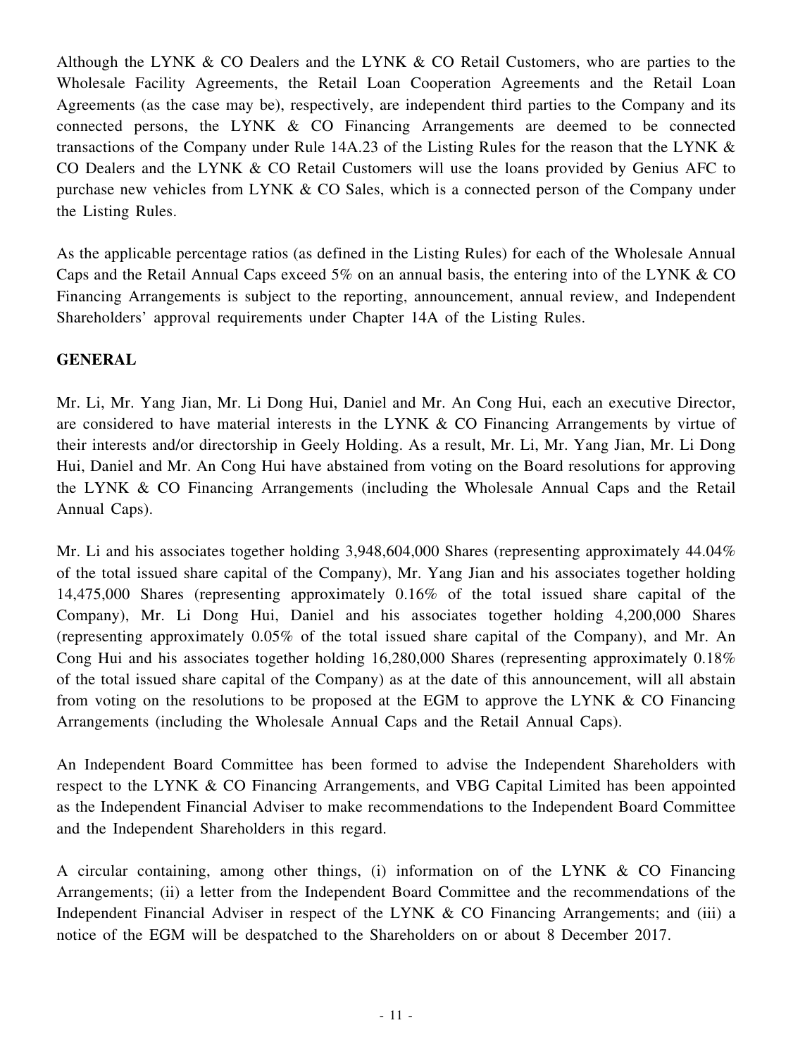Although the LYNK & CO Dealers and the LYNK & CO Retail Customers, who are parties to the Wholesale Facility Agreements, the Retail Loan Cooperation Agreements and the Retail Loan Agreements (as the case may be), respectively, are independent third parties to the Company and its connected persons, the LYNK & CO Financing Arrangements are deemed to be connected transactions of the Company under Rule 14A.23 of the Listing Rules for the reason that the LYNK & CO Dealers and the LYNK & CO Retail Customers will use the loans provided by Genius AFC to purchase new vehicles from LYNK & CO Sales, which is a connected person of the Company under the Listing Rules.

As the applicable percentage ratios (as defined in the Listing Rules) for each of the Wholesale Annual Caps and the Retail Annual Caps exceed 5% on an annual basis, the entering into of the LYNK & CO Financing Arrangements is subject to the reporting, announcement, annual review, and Independent Shareholders' approval requirements under Chapter 14A of the Listing Rules.

## GENERAL

Mr. Li, Mr. Yang Jian, Mr. Li Dong Hui, Daniel and Mr. An Cong Hui, each an executive Director, are considered to have material interests in the LYNK & CO Financing Arrangements by virtue of their interests and/or directorship in Geely Holding. As a result, Mr. Li, Mr. Yang Jian, Mr. Li Dong Hui, Daniel and Mr. An Cong Hui have abstained from voting on the Board resolutions for approving the LYNK & CO Financing Arrangements (including the Wholesale Annual Caps and the Retail Annual Caps).

Mr. Li and his associates together holding 3,948,604,000 Shares (representing approximately 44.04% of the total issued share capital of the Company), Mr. Yang Jian and his associates together holding 14,475,000 Shares (representing approximately 0.16% of the total issued share capital of the Company), Mr. Li Dong Hui, Daniel and his associates together holding 4,200,000 Shares (representing approximately 0.05% of the total issued share capital of the Company), and Mr. An Cong Hui and his associates together holding 16,280,000 Shares (representing approximately 0.18% of the total issued share capital of the Company) as at the date of this announcement, will all abstain from voting on the resolutions to be proposed at the EGM to approve the LYNK & CO Financing Arrangements (including the Wholesale Annual Caps and the Retail Annual Caps).

An Independent Board Committee has been formed to advise the Independent Shareholders with respect to the LYNK & CO Financing Arrangements, and VBG Capital Limited has been appointed as the Independent Financial Adviser to make recommendations to the Independent Board Committee and the Independent Shareholders in this regard.

A circular containing, among other things, (i) information on of the LYNK & CO Financing Arrangements; (ii) a letter from the Independent Board Committee and the recommendations of the Independent Financial Adviser in respect of the LYNK & CO Financing Arrangements; and (iii) a notice of the EGM will be despatched to the Shareholders on or about 8 December 2017.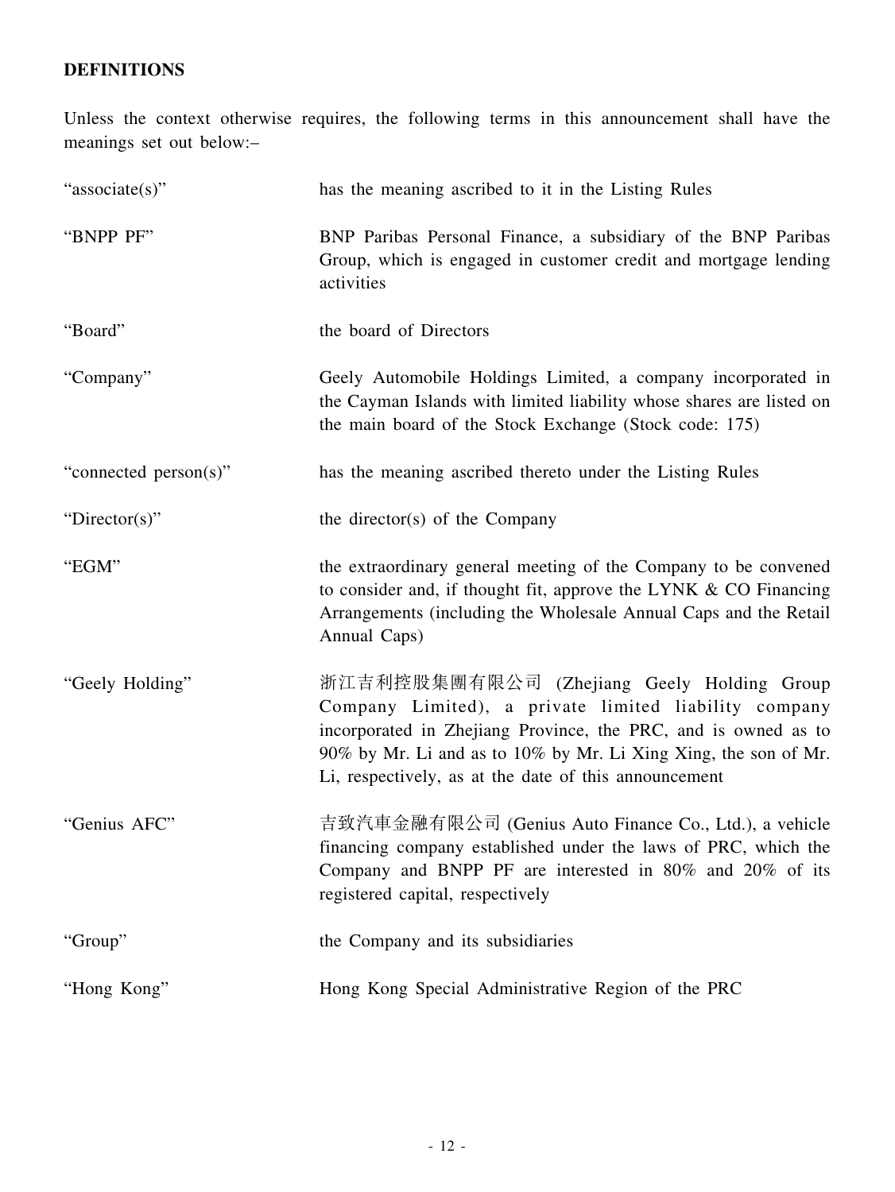## DEFINITIONS

Unless the context otherwise requires, the following terms in this announcement shall have the meanings set out below:–

| | |
|---|---|
| "associate(s)" | has the meaning ascribed to it in the Listing Rules |
| "BNPP PF" | BNP Paribas Personal Finance, a subsidiary of the BNP Paribas Group, which is engaged in customer credit and mortgage lending activities |
| "Board" | the board of Directors |
| "Company" | Geely Automobile Holdings Limited, a company incorporated in the Cayman Islands with limited liability whose shares are listed on the main board of the Stock Exchange (Stock code: 175) |
| "connected person(s)" | has the meaning ascribed thereto under the Listing Rules |
| "Director(s)" | the director(s) of the Company |
| "EGM" | the extraordinary general meeting of the Company to be convened to consider and, if thought fit, approve the LYNK & CO Financing Arrangements (including the Wholesale Annual Caps and the Retail Annual Caps) |
| "Geely Holding" | 浙江吉利控股集團有限公司 (Zhejiang Geely Holding Group Company Limited), a private limited liability company incorporated in Zhejiang Province, the PRC, and is owned as to 90% by Mr. Li and as to 10% by Mr. Li Xing Xing, the son of Mr. Li, respectively, as at the date of this announcement |
| "Genius AFC" | 吉致汽車金融有限公司 (Genius Auto Finance Co., Ltd.), a vehicle financing company established under the laws of PRC, which the Company and BNPP PF are interested in 80% and 20% of its registered capital, respectively |
| "Group" | the Company and its subsidiaries |
| "Hong Kong" | Hong Kong Special Administrative Region of the PRC |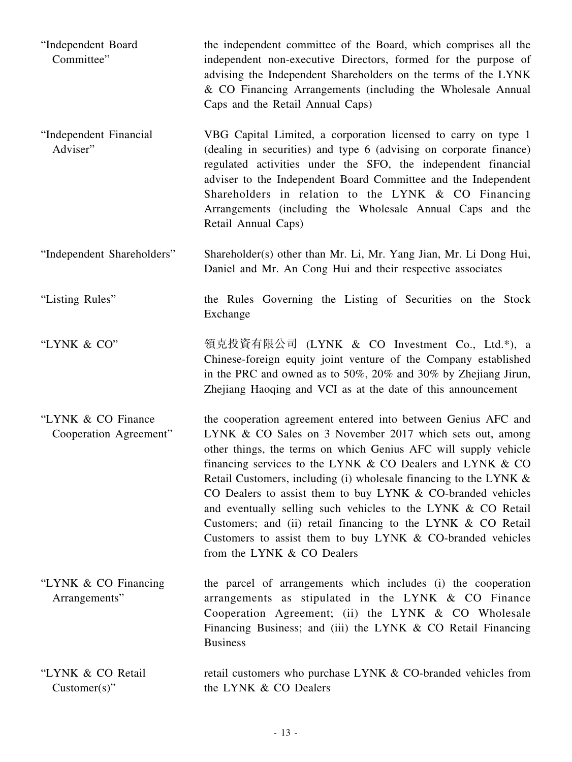| | |
|---|---|
| "Independent Board Committee" | the independent committee of the Board, which comprises all the independent non-executive Directors, formed for the purpose of advising the Independent Shareholders on the terms of the LYNK & CO Financing Arrangements (including the Wholesale Annual Caps and the Retail Annual Caps) |
| "Independent Financial Adviser" | VBG Capital Limited, a corporation licensed to carry on type 1 (dealing in securities) and type 6 (advising on corporate finance) regulated activities under the SFO, the independent financial adviser to the Independent Board Committee and the Independent Shareholders in relation to the LYNK & CO Financing Arrangements (including the Wholesale Annual Caps and the Retail Annual Caps) |
| "Independent Shareholders" | Shareholder(s) other than Mr. Li, Mr. Yang Jian, Mr. Li Dong Hui, Daniel and Mr. An Cong Hui and their respective associates |
| "Listing Rules" | the Rules Governing the Listing of Securities on the Stock Exchange |
| "LYNK & CO" | 領克投資有限公司 (LYNK & CO Investment Co., Ltd.*), a Chinese-foreign equity joint venture of the Company established in the PRC and owned as to 50%, 20% and 30% by Zhejiang Jirun, Zhejiang Haoqing and VCI as at the date of this announcement |
| "LYNK & CO Finance Cooperation Agreement" | the cooperation agreement entered into between Genius AFC and LYNK & CO Sales on 3 November 2017 which sets out, among other things, the terms on which Genius AFC will supply vehicle financing services to the LYNK & CO Dealers and LYNK & CO Retail Customers, including (i) wholesale financing to the LYNK & CO Dealers to assist them to buy LYNK & CO-branded vehicles and eventually selling such vehicles to the LYNK & CO Retail Customers; and (ii) retail financing to the LYNK & CO Retail Customers to assist them to buy LYNK & CO-branded vehicles from the LYNK & CO Dealers |
| "LYNK & CO Financing Arrangements" | the parcel of arrangements which includes (i) the cooperation arrangements as stipulated in the LYNK & CO Finance Cooperation Agreement; (ii) the LYNK & CO Wholesale Financing Business; and (iii) the LYNK & CO Retail Financing Business |
| "LYNK & CO Retail Customer(s)" | retail customers who purchase LYNK & CO-branded vehicles from the LYNK & CO Dealers |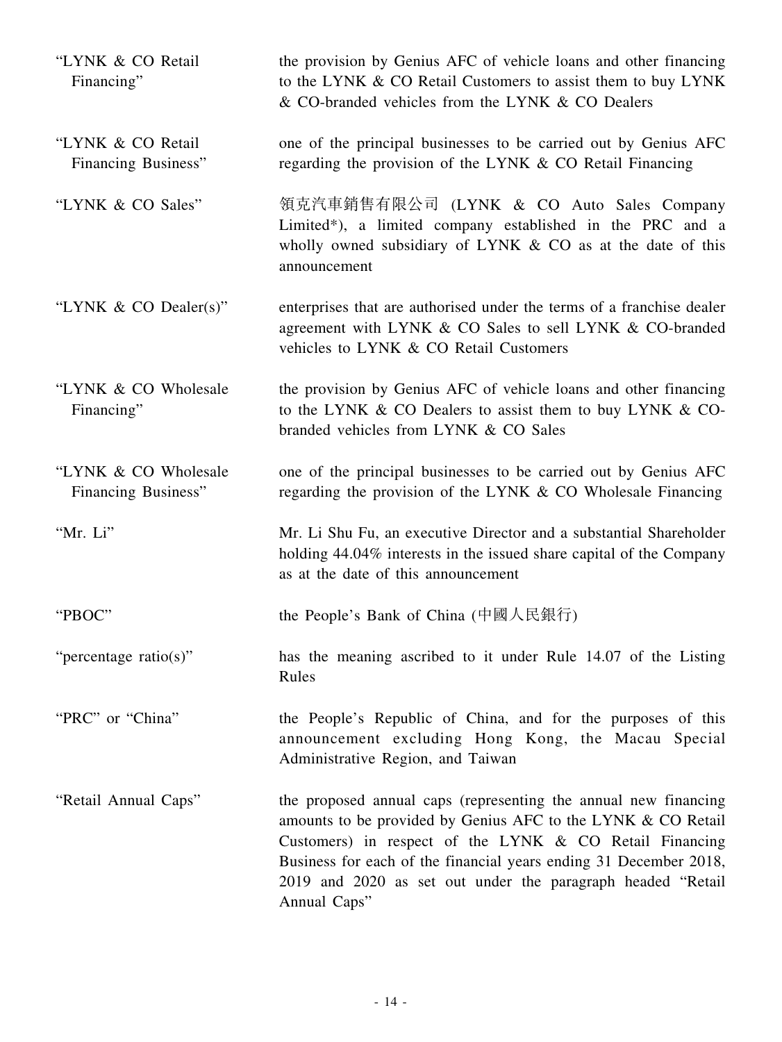| | |
|---|---|
| "LYNK & CO Retail Financing" | the provision by Genius AFC of vehicle loans and other financing to the LYNK & CO Retail Customers to assist them to buy LYNK & CO-branded vehicles from the LYNK & CO Dealers |
| "LYNK & CO Retail Financing Business" | one of the principal businesses to be carried out by Genius AFC regarding the provision of the LYNK & CO Retail Financing |
| "LYNK & CO Sales" | 領克汽車銷售有限公司 (LYNK & CO Auto Sales Company Limited*), a limited company established in the PRC and a wholly owned subsidiary of LYNK & CO as at the date of this announcement |
| "LYNK & CO Dealer(s)" | enterprises that are authorised under the terms of a franchise dealer agreement with LYNK & CO Sales to sell LYNK & CO-branded vehicles to LYNK & CO Retail Customers |
| "LYNK & CO Wholesale Financing" | the provision by Genius AFC of vehicle loans and other financing to the LYNK & CO Dealers to assist them to buy LYNK & CO-branded vehicles from LYNK & CO Sales |
| "LYNK & CO Wholesale Financing Business" | one of the principal businesses to be carried out by Genius AFC regarding the provision of the LYNK & CO Wholesale Financing |
| "Mr. Li" | Mr. Li Shu Fu, an executive Director and a substantial Shareholder holding 44.04% interests in the issued share capital of the Company as at the date of this announcement |
| "PBOC" | the People's Bank of China (中國人民銀行) |
| "percentage ratio(s)" | has the meaning ascribed to it under Rule 14.07 of the Listing Rules |
| "PRC" or "China" | the People's Republic of China, and for the purposes of this announcement excluding Hong Kong, the Macau Special Administrative Region, and Taiwan |
| "Retail Annual Caps" | the proposed annual caps (representing the annual new financing amounts to be provided by Genius AFC to the LYNK & CO Retail Customers) in respect of the LYNK & CO Retail Financing Business for each of the financial years ending 31 December 2018, 2019 and 2020 as set out under the paragraph headed "Retail Annual Caps" |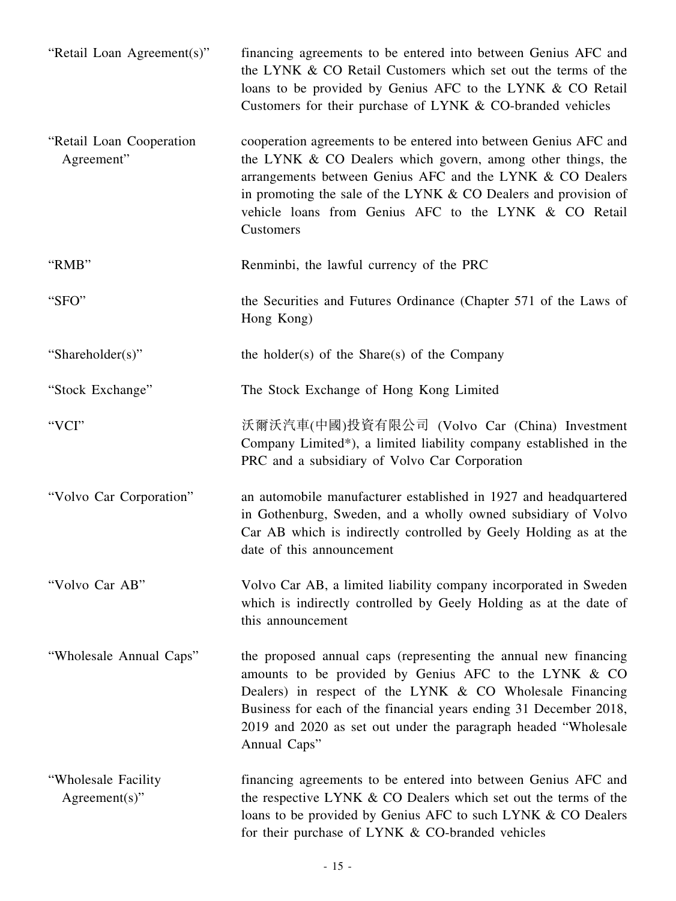| | |
|---|---|
| "Retail Loan Agreement(s)" | financing agreements to be entered into between Genius AFC and the LYNK & CO Retail Customers which set out the terms of the loans to be provided by Genius AFC to the LYNK & CO Retail Customers for their purchase of LYNK & CO-branded vehicles |
| "Retail Loan Cooperation Agreement" | cooperation agreements to be entered into between Genius AFC and the LYNK & CO Dealers which govern, among other things, the arrangements between Genius AFC and the LYNK & CO Dealers in promoting the sale of the LYNK & CO Dealers and provision of vehicle loans from Genius AFC to the LYNK & CO Retail Customers |
| "RMB" | Renminbi, the lawful currency of the PRC |
| "SFO" | the Securities and Futures Ordinance (Chapter 571 of the Laws of Hong Kong) |
| "Shareholder(s)" | the holder(s) of the Share(s) of the Company |
| "Stock Exchange" | The Stock Exchange of Hong Kong Limited |
| "VCI" | 沃爾沃汽車(中國)投資有限公司 (Volvo Car (China) Investment Company Limited*), a limited liability company established in the PRC and a subsidiary of Volvo Car Corporation |
| "Volvo Car Corporation" | an automobile manufacturer established in 1927 and headquartered in Gothenburg, Sweden, and a wholly owned subsidiary of Volvo Car AB which is indirectly controlled by Geely Holding as at the date of this announcement |
| "Volvo Car AB" | Volvo Car AB, a limited liability company incorporated in Sweden which is indirectly controlled by Geely Holding as at the date of this announcement |
| "Wholesale Annual Caps" | the proposed annual caps (representing the annual new financing amounts to be provided by Genius AFC to the LYNK & CO Dealers) in respect of the LYNK & CO Wholesale Financing Business for each of the financial years ending 31 December 2018, 2019 and 2020 as set out under the paragraph headed "Wholesale Annual Caps" |
| "Wholesale Facility Agreement(s)" | financing agreements to be entered into between Genius AFC and the respective LYNK & CO Dealers which set out the terms of the loans to be provided by Genius AFC to such LYNK & CO Dealers for their purchase of LYNK & CO-branded vehicles |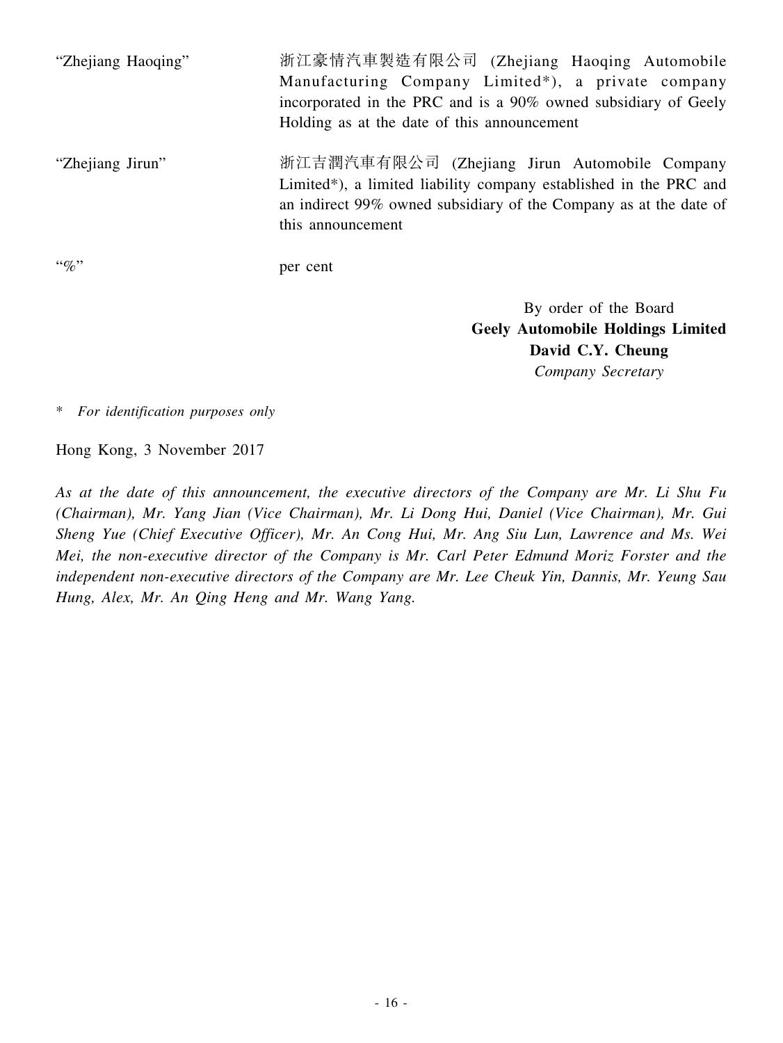| | |
|---|---|
| "Zhejiang Haoqing" | 浙江豪情汽車製造有限公司 (Zhejiang Haoqing Automobile Manufacturing Company Limited*), a private company incorporated in the PRC and is a 90% owned subsidiary of Geely Holding as at the date of this announcement |
| "Zhejiang Jirun" | 浙江吉潤汽車有限公司 (Zhejiang Jirun Automobile Company Limited*), a limited liability company established in the PRC and an indirect 99% owned subsidiary of the Company as at the date of this announcement |
| "%" | per cent |

By order of the Board
**Geely Automobile Holdings Limited**
**David C.Y. Cheung**
*Company Secretary*

\* *For identification purposes only*

Hong Kong, 3 November 2017

*As at the date of this announcement, the executive directors of the Company are Mr. Li Shu Fu (Chairman), Mr. Yang Jian (Vice Chairman), Mr. Li Dong Hui, Daniel (Vice Chairman), Mr. Gui Sheng Yue (Chief Executive Officer), Mr. An Cong Hui, Mr. Ang Siu Lun, Lawrence and Ms. Wei Mei, the non-executive director of the Company is Mr. Carl Peter Edmund Moriz Forster and the independent non-executive directors of the Company are Mr. Lee Cheuk Yin, Dannis, Mr. Yeung Sau Hung, Alex, Mr. An Qing Heng and Mr. Wang Yang.*